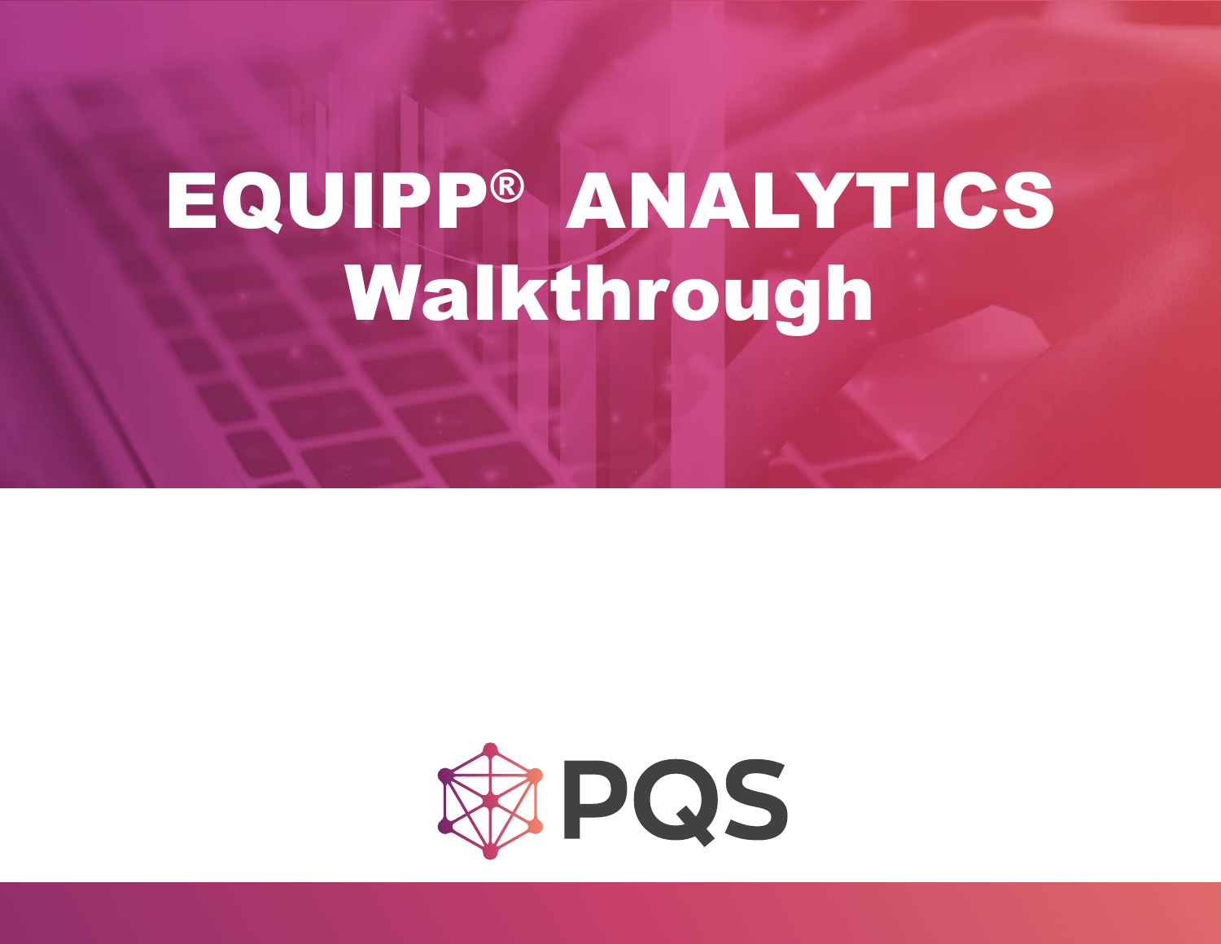# EQUIPP® ANALYTICS Walkthrough

PQS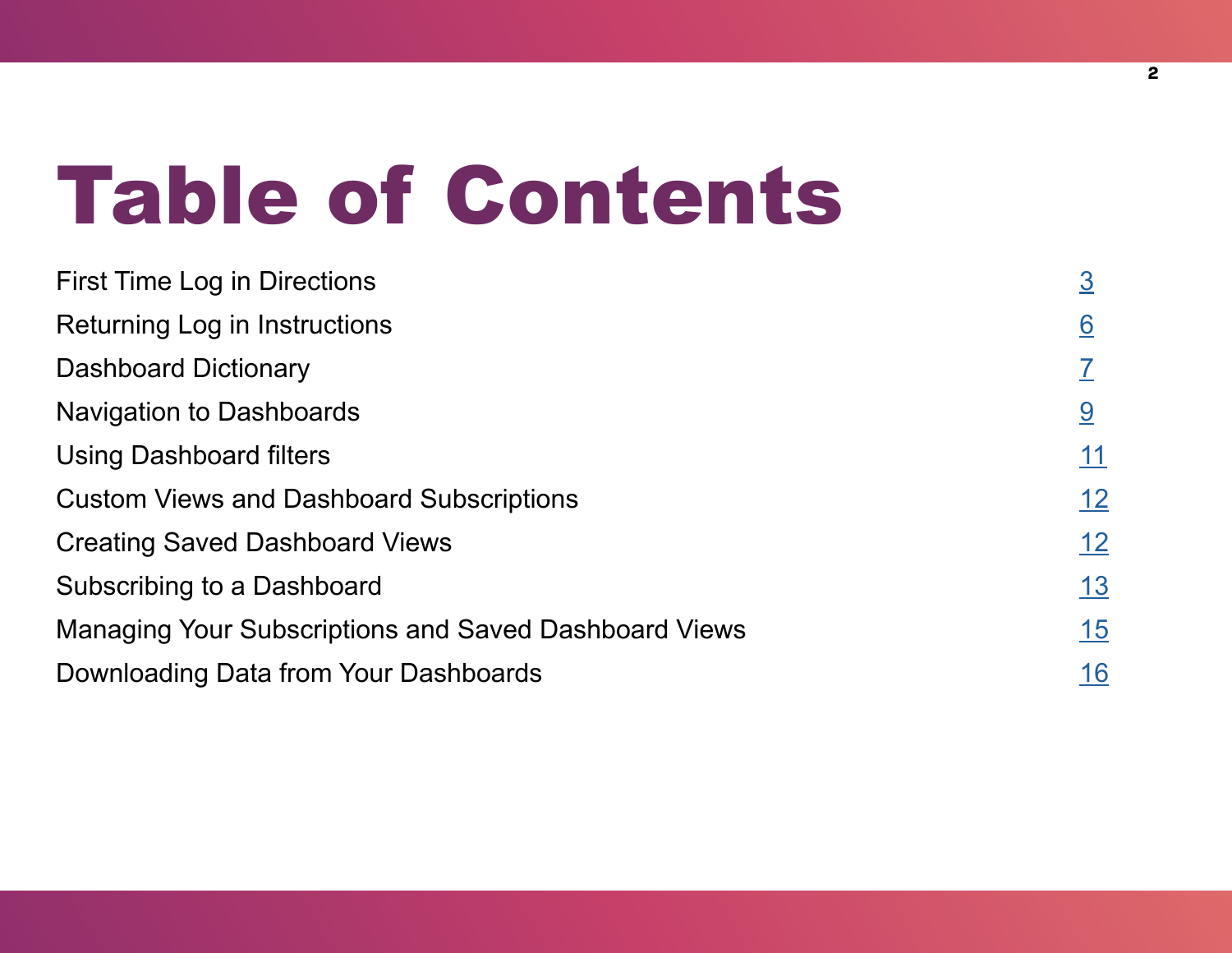# Table of Contents

| | |
|---|---|
| First Time Log in Directions | 3 |
| Returning Log in Instructions | 6 |
| Dashboard Dictionary | 7 |
| Navigation to Dashboards | 9 |
| Using Dashboard filters | 11 |
| Custom Views and Dashboard Subscriptions | 12 |
| Creating Saved Dashboard Views | 12 |
| Subscribing to a Dashboard | 13 |
| Managing Your Subscriptions and Saved Dashboard Views | 15 |
| Downloading Data from Your Dashboards | 16 |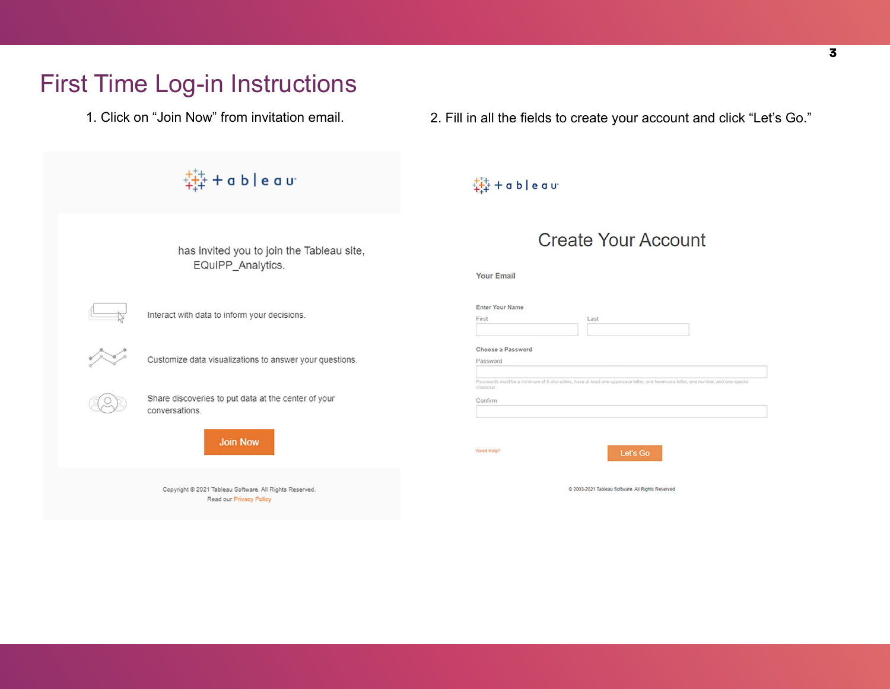# First Time Log-in Instructions

1. Click on “Join Now” from invitation email.

+tableau

has invited you to join the Tableau site, EQuIPP_Analytics.

Interact with data to inform your decisions.

Customize data visualizations to answer your questions.

Share discoveries to put data at the center of your conversations.

Join Now

Copyright © 2021 Tableau Software. All Rights Reserved.
Read our Privacy Policy

2. Fill in all the fields to create your account and click “Let’s Go.”

+tableau

Create Your Account

Your Email

Enter Your Name

First

Last

Choose a Password

Password

Passwords must be a minimum of 8 characters, have at least one uppercase letter, one lowercase letter, one number, and one special character

Confirm

Need Help?

Let's Go

© 2003-2021 Tableau Software. All Rights Reserved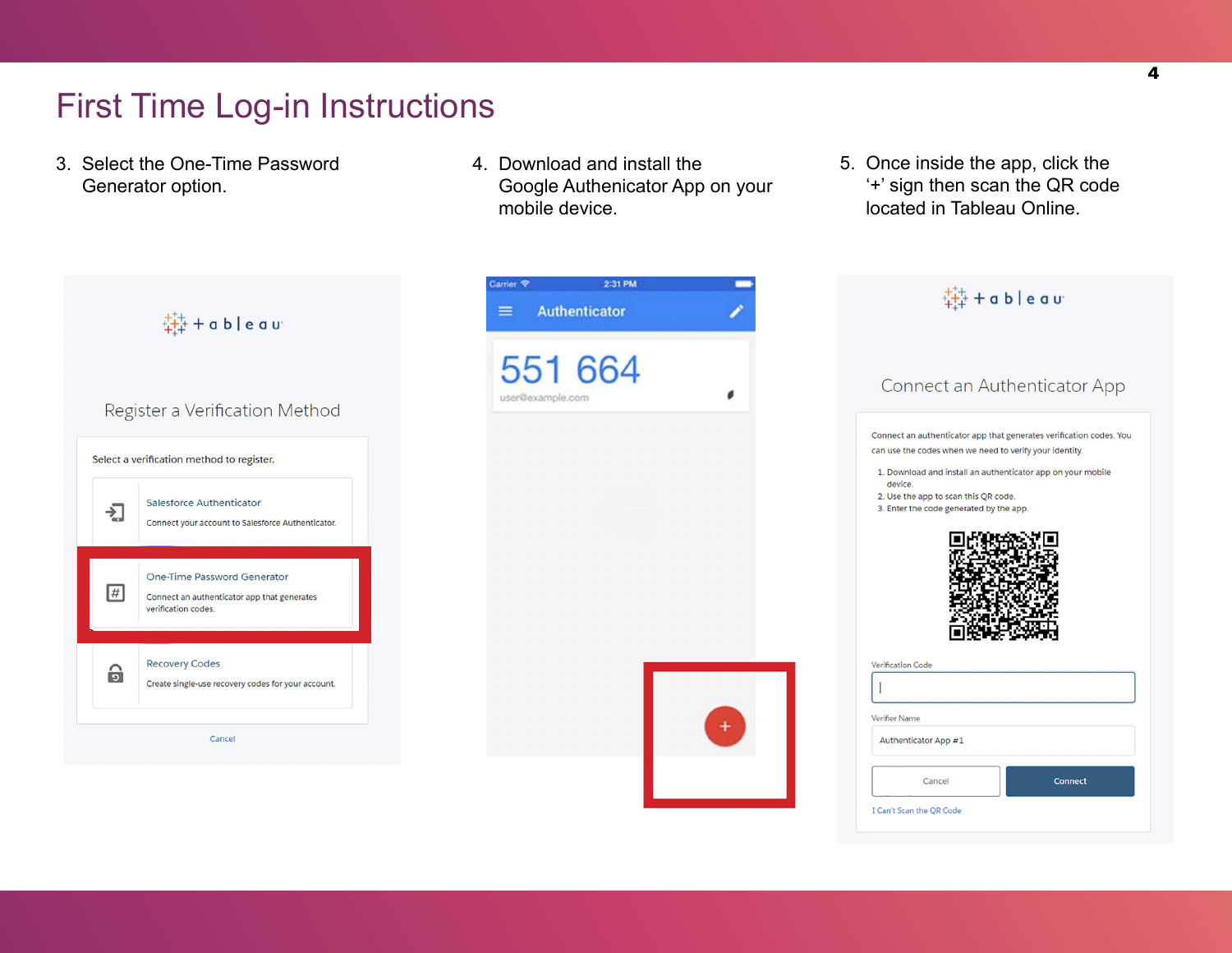# First Time Log-in Instructions

3. Select the One-Time Password Generator option.

4. Download and install the Google Authenicator App on your mobile device.

5. Once inside the app, click the '+' sign then scan the QR code located in Tableau Online.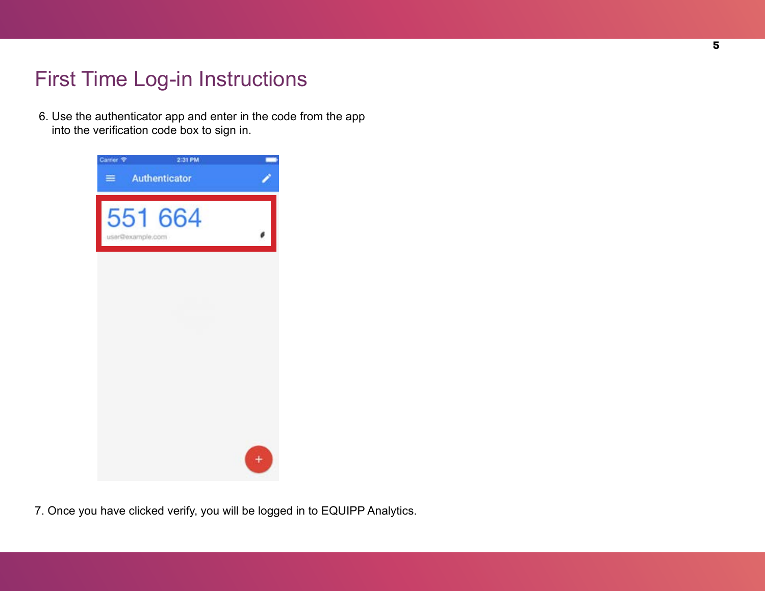# First Time Log-in Instructions

6. Use the authenticator app and enter in the code from the app into the verification code box to sign in.

7. Once you have clicked verify, you will be logged in to EQUIPP Analytics.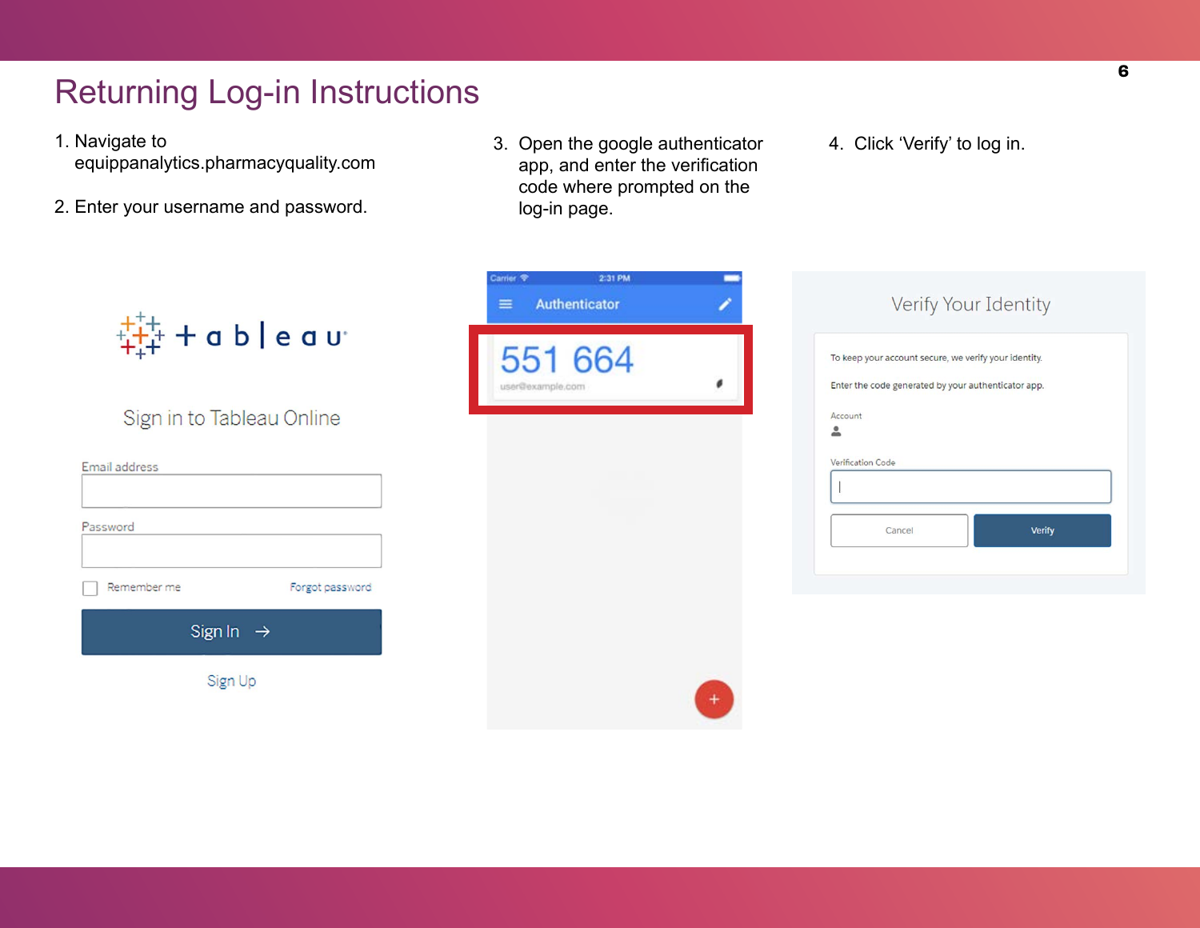# Returning Log-in Instructions

1. Navigate to equippanalytics.pharmacyquality.com
2. Enter your username and password.
3. Open the google authenticator app, and enter the verification code where prompted on the log-in page.
4. Click 'Verify' to log in.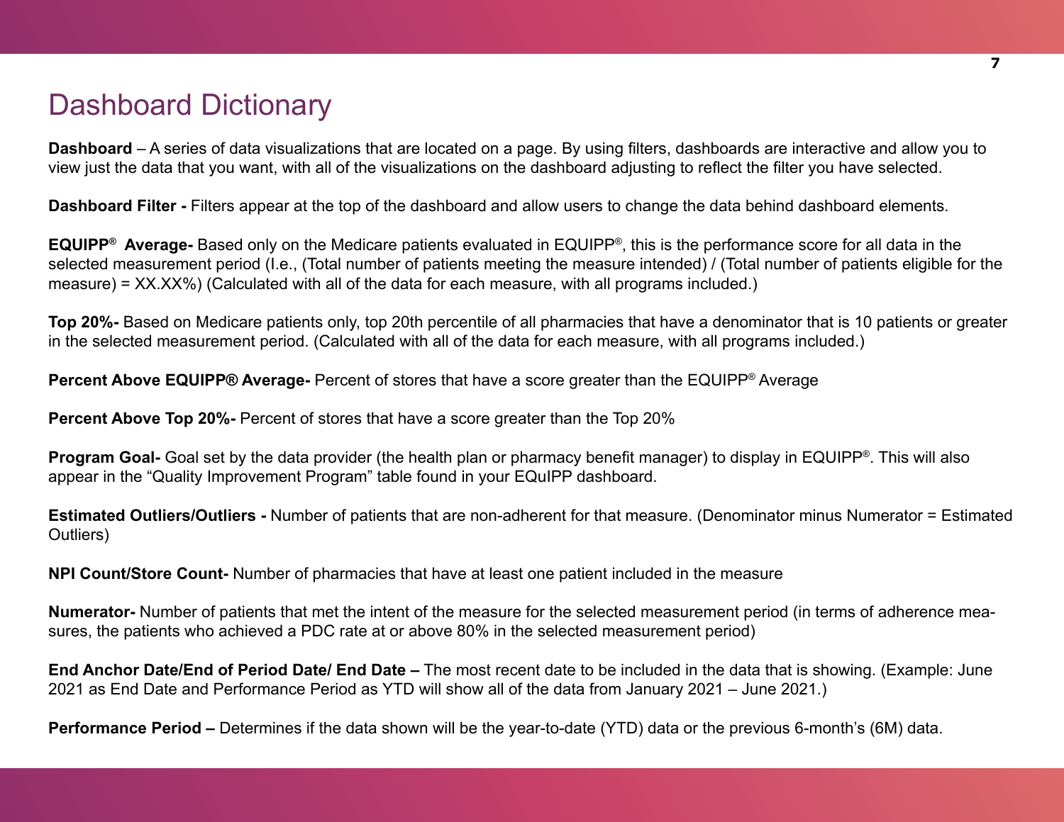# Dashboard Dictionary

**Dashboard** – A series of data visualizations that are located on a page. By using filters, dashboards are interactive and allow you to view just the data that you want, with all of the visualizations on the dashboard adjusting to reflect the filter you have selected.

**Dashboard Filter -** Filters appear at the top of the dashboard and allow users to change the data behind dashboard elements.

**EQUIPP® Average-** Based only on the Medicare patients evaluated in EQUIPP®, this is the performance score for all data in the selected measurement period (I.e., (Total number of patients meeting the measure intended) / (Total number of patients eligible for the measure) = XX.XX%) (Calculated with all of the data for each measure, with all programs included.)

**Top 20%-** Based on Medicare patients only, top 20th percentile of all pharmacies that have a denominator that is 10 patients or greater in the selected measurement period. (Calculated with all of the data for each measure, with all programs included.)

**Percent Above EQUIPP® Average-** Percent of stores that have a score greater than the EQUIPP® Average

**Percent Above Top 20%-** Percent of stores that have a score greater than the Top 20%

**Program Goal-** Goal set by the data provider (the health plan or pharmacy benefit manager) to display in EQUIPP®. This will also appear in the "Quality Improvement Program" table found in your EQuIPP dashboard.

**Estimated Outliers/Outliers -** Number of patients that are non-adherent for that measure. (Denominator minus Numerator = Estimated Outliers)

**NPI Count/Store Count-** Number of pharmacies that have at least one patient included in the measure

**Numerator-** Number of patients that met the intent of the measure for the selected measurement period (in terms of adherence measures, the patients who achieved a PDC rate at or above 80% in the selected measurement period)

**End Anchor Date/End of Period Date/ End Date –** The most recent date to be included in the data that is showing. (Example: June 2021 as End Date and Performance Period as YTD will show all of the data from January 2021 – June 2021.)

**Performance Period –** Determines if the data shown will be the year-to-date (YTD) data or the previous 6-month's (6M) data.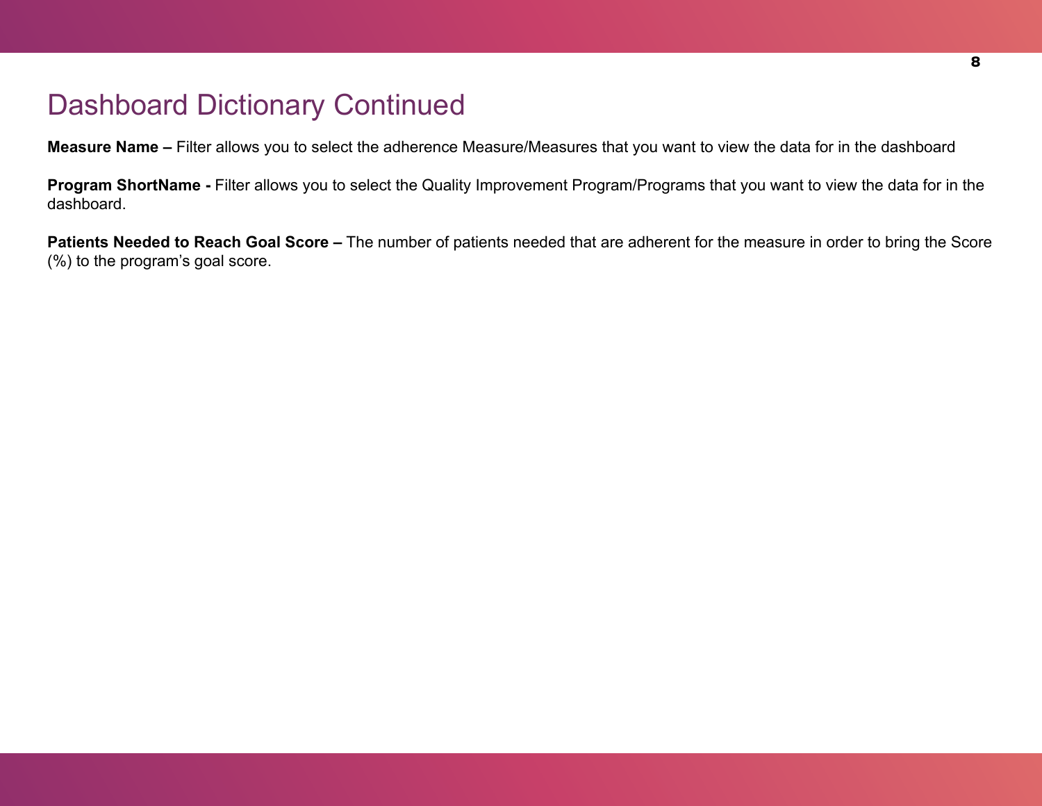# Dashboard Dictionary Continued

**Measure Name –** Filter allows you to select the adherence Measure/Measures that you want to view the data for in the dashboard

**Program ShortName -** Filter allows you to select the Quality Improvement Program/Programs that you want to view the data for in the dashboard.

**Patients Needed to Reach Goal Score –** The number of patients needed that are adherent for the measure in order to bring the Score (%) to the program's goal score.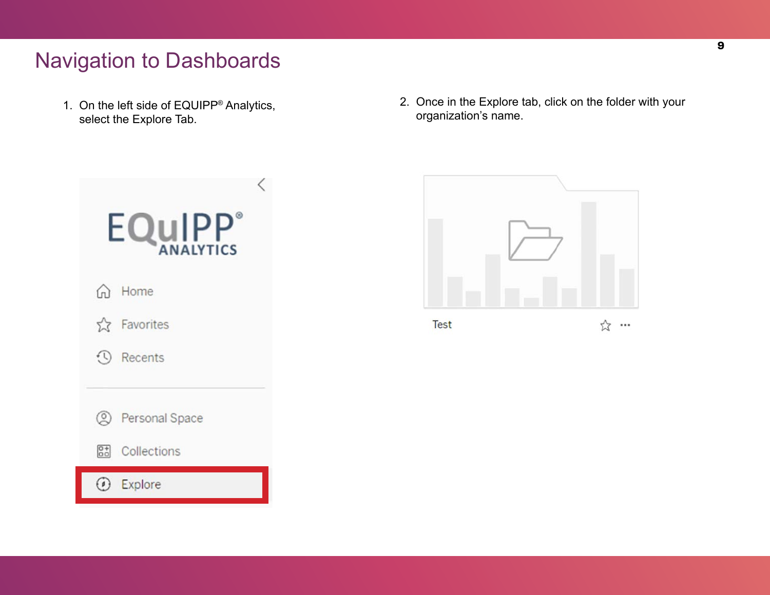# Navigation to Dashboards

1. On the left side of EQUIPP® Analytics, select the Explore Tab.

2. Once in the Explore tab, click on the folder with your organization's name.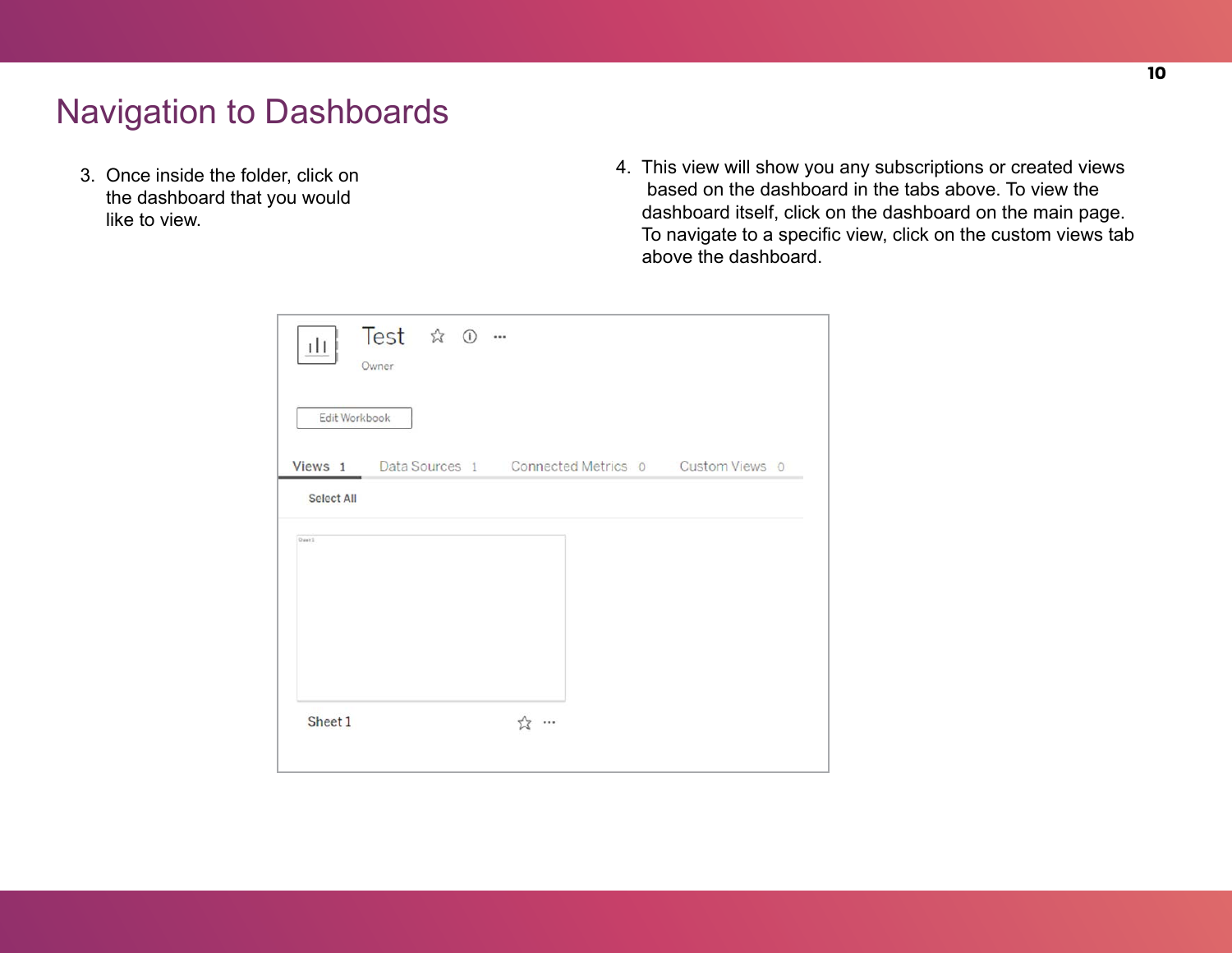# Navigation to Dashboards

3. Once inside the folder, click on the dashboard that you would like to view.

4. This view will show you any subscriptions or created views based on the dashboard in the tabs above. To view the dashboard itself, click on the dashboard on the main page. To navigate to a specific view, click on the custom views tab above the dashboard.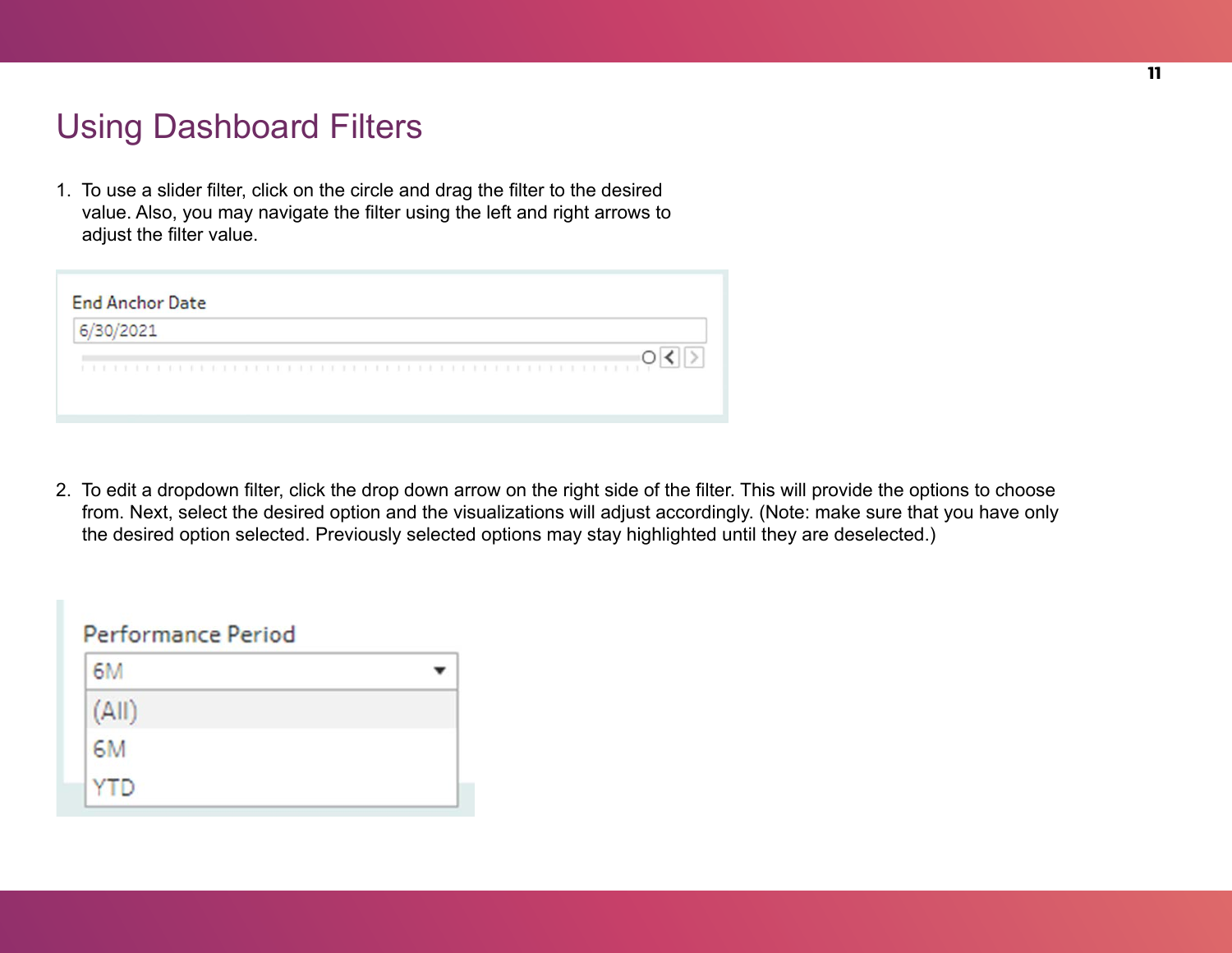# Using Dashboard Filters

1. To use a slider filter, click on the circle and drag the filter to the desired value. Also, you may navigate the filter using the left and right arrows to adjust the filter value.

2. To edit a dropdown filter, click the drop down arrow on the right side of the filter. This will provide the options to choose from. Next, select the desired option and the visualizations will adjust accordingly. (Note: make sure that you have only the desired option selected. Previously selected options may stay highlighted until they are deselected.)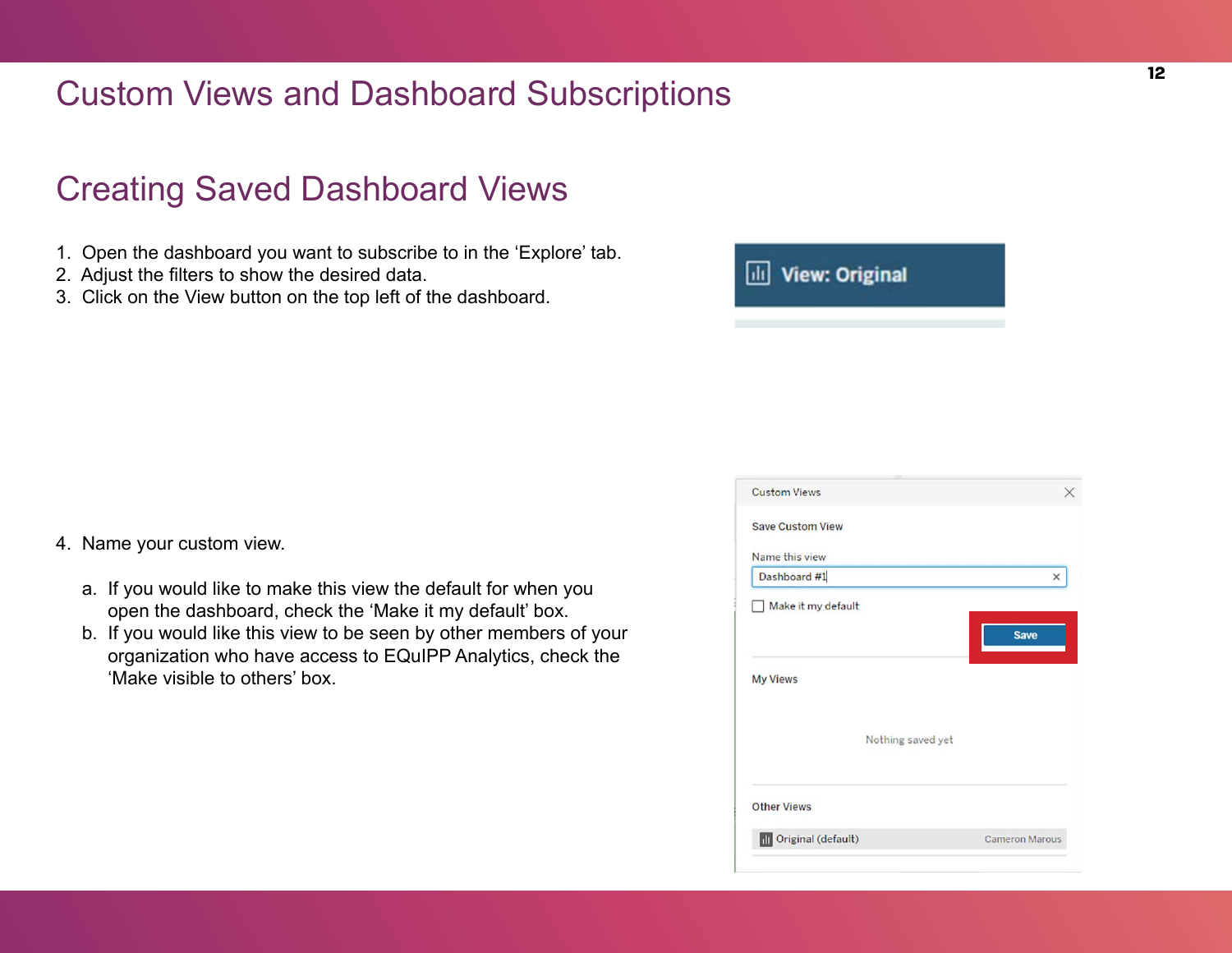# Custom Views and Dashboard Subscriptions

## Creating Saved Dashboard Views

1. Open the dashboard you want to subscribe to in the 'Explore' tab.
2. Adjust the filters to show the desired data.
3. Click on the View button on the top left of the dashboard.

4. Name your custom view.

   a. If you would like to make this view the default for when you open the dashboard, check the 'Make it my default' box.

   b. If you would like this view to be seen by other members of your organization who have access to EQuIPP Analytics, check the 'Make visible to others' box.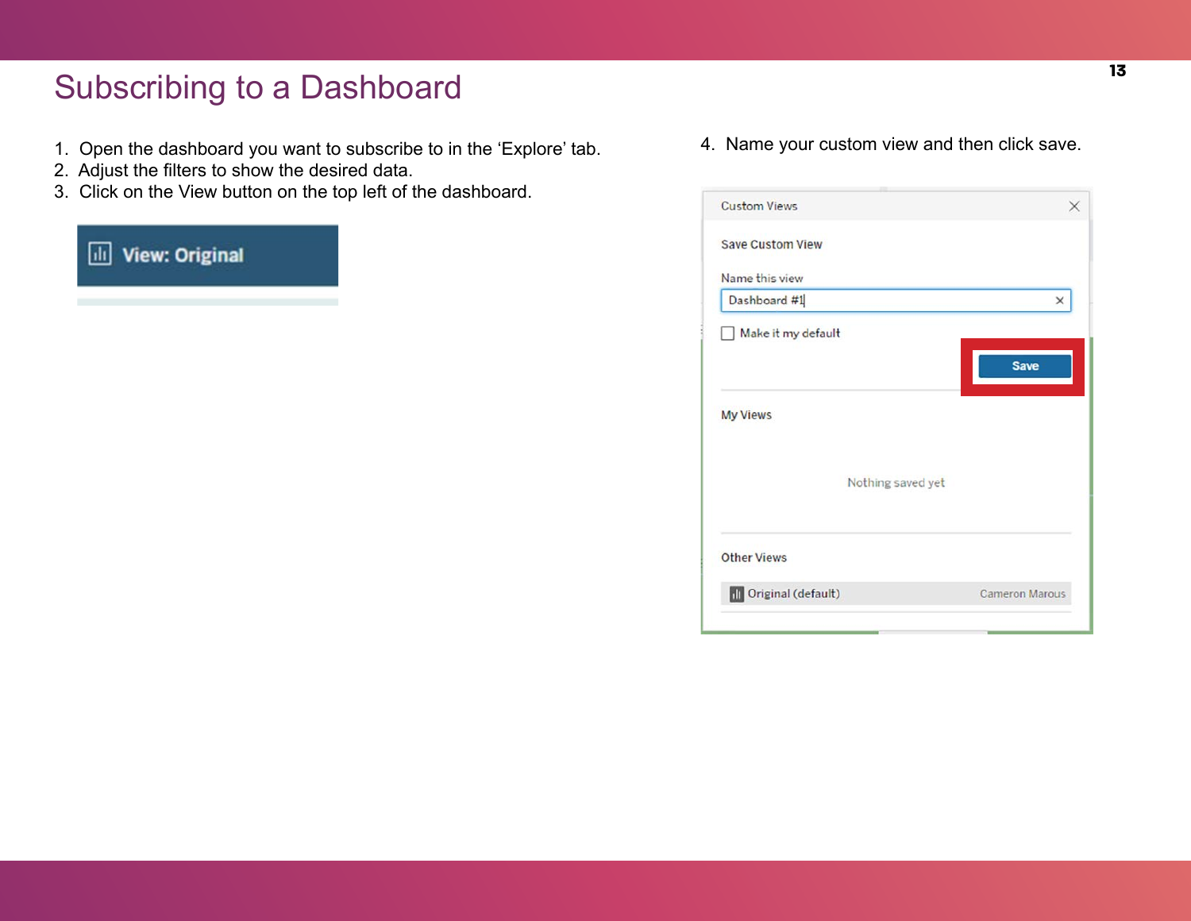# Subscribing to a Dashboard

1. Open the dashboard you want to subscribe to in the ‘Explore’ tab.
2. Adjust the filters to show the desired data.
3. Click on the View button on the top left of the dashboard.
4. Name your custom view and then click save.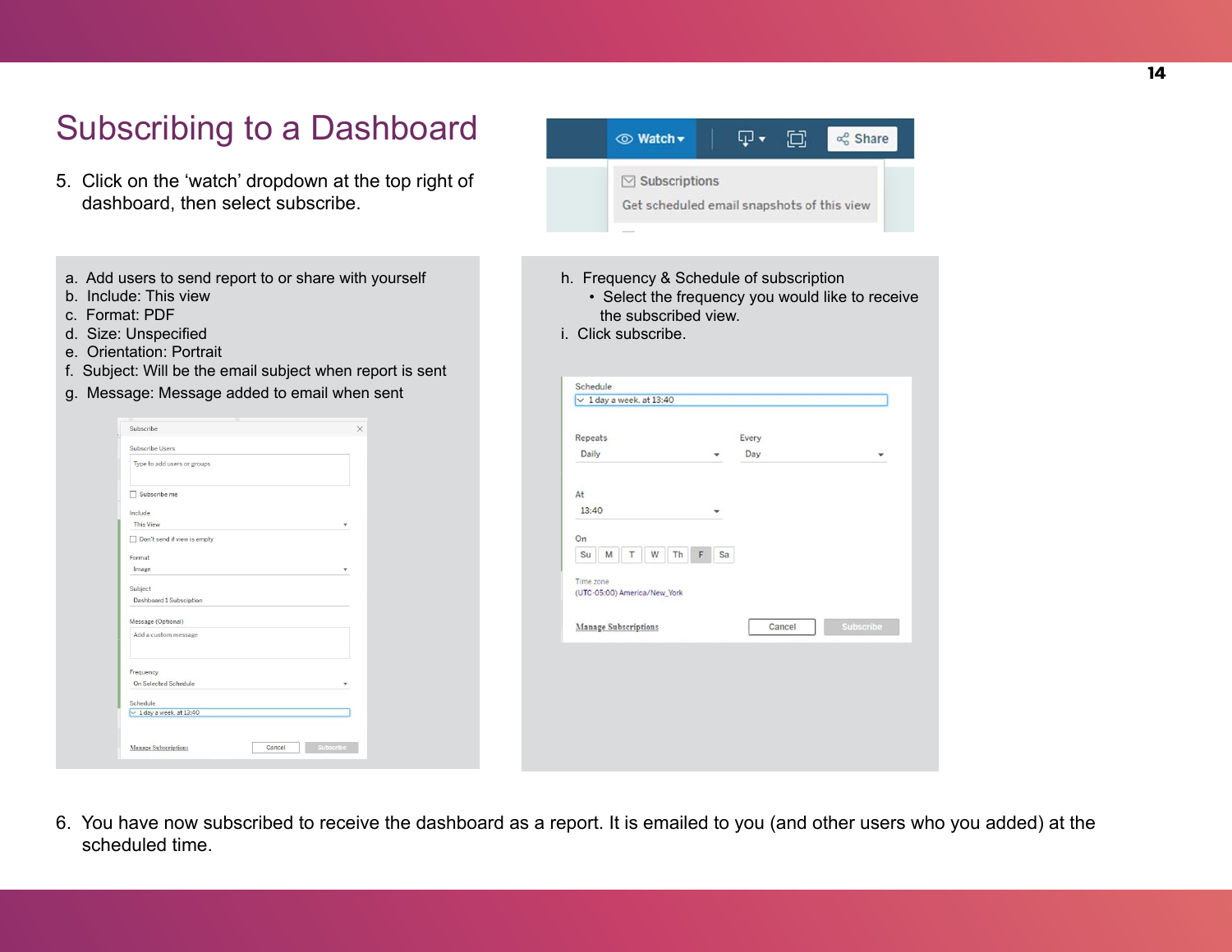# Subscribing to a Dashboard

5. Click on the 'watch' dropdown at the top right of dashboard, then select subscribe.

a. Add users to send report to or share with yourself
b. Include: This view
c. Format: PDF
d. Size: Unspecified
e. Orientation: Portrait
f. Subject: Will be the email subject when report is sent
g. Message: Message added to email when sent

h. Frequency & Schedule of subscription
   - Select the frequency you would like to receive the subscribed view.
i. Click subscribe.

6. You have now subscribed to receive the dashboard as a report. It is emailed to you (and other users who you added) at the scheduled time.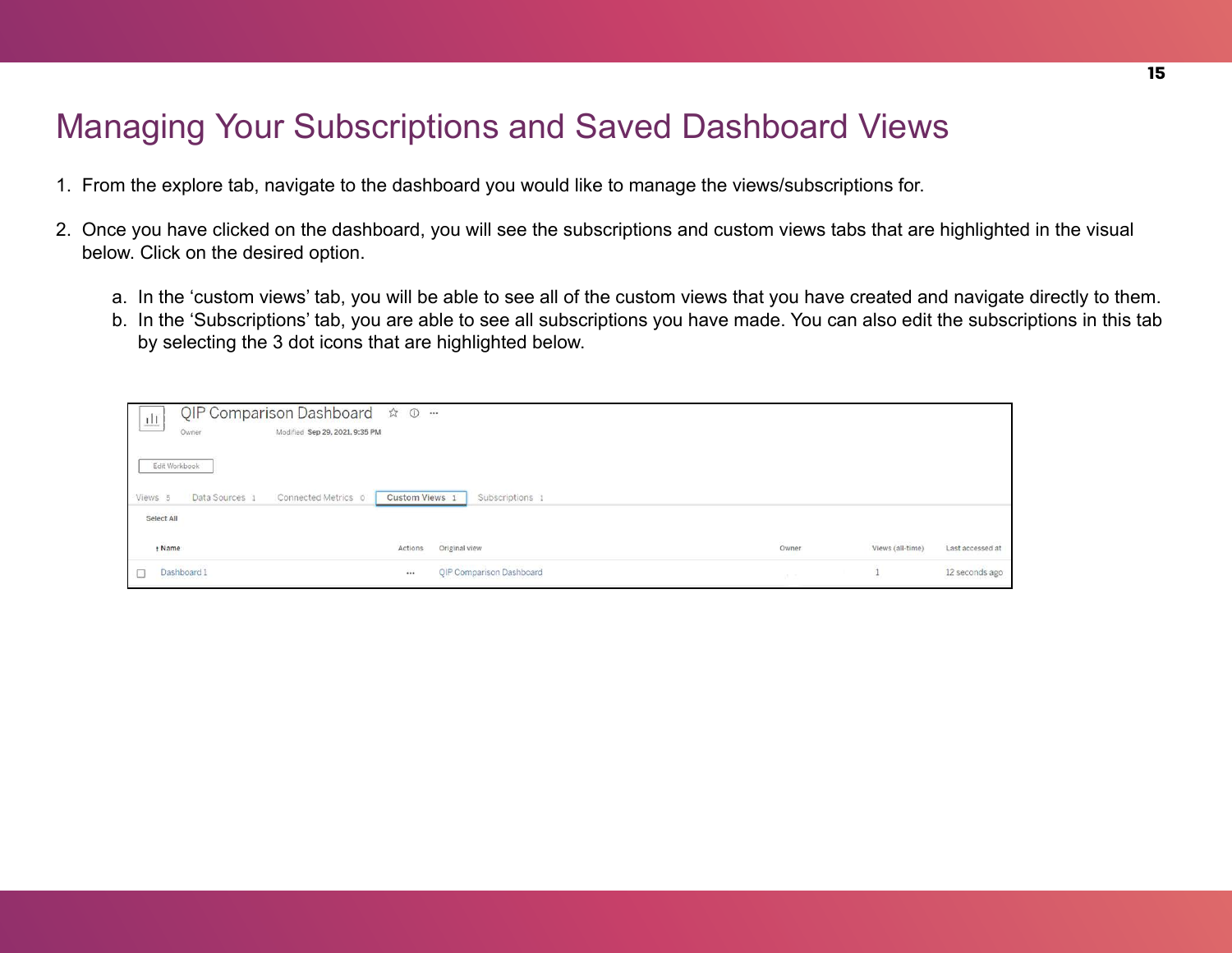# Managing Your Subscriptions and Saved Dashboard Views

1. From the explore tab, navigate to the dashboard you would like to manage the views/subscriptions for.

2. Once you have clicked on the dashboard, you will see the subscriptions and custom views tabs that are highlighted in the visual below. Click on the desired option.

   a. In the 'custom views' tab, you will be able to see all of the custom views that you have created and navigate directly to them.
   b. In the 'Subscriptions' tab, you are able to see all subscriptions you have made. You can also edit the subscriptions in this tab by selecting the 3 dot icons that are highlighted below.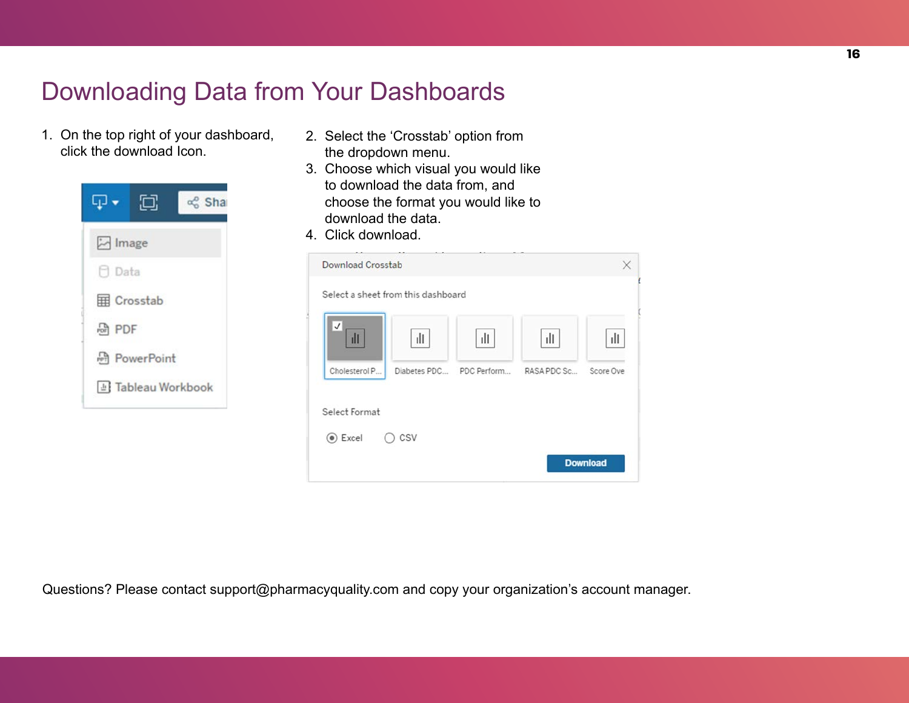# Downloading Data from Your Dashboards

1. On the top right of your dashboard, click the download Icon.
2. Select the 'Crosstab' option from the dropdown menu.
3. Choose which visual you would like to download the data from, and choose the format you would like to download the data.
4. Click download.

Questions? Please contact support@pharmacyquality.com and copy your organization's account manager.